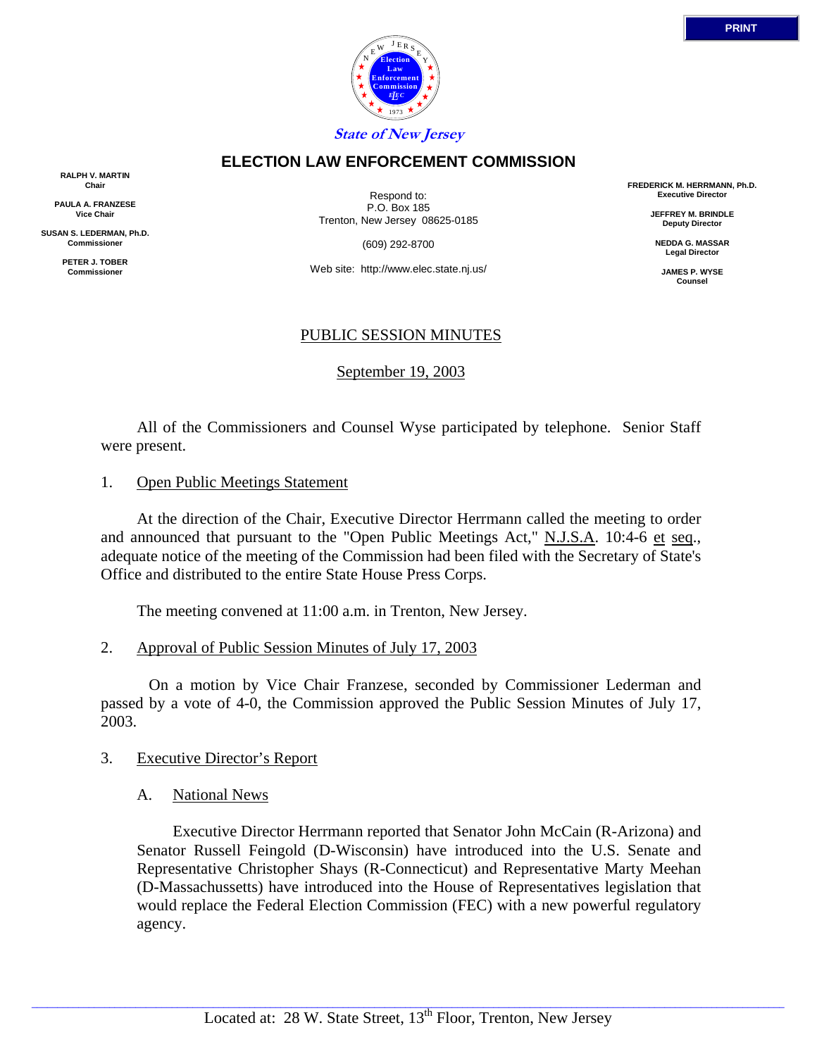PRINT

State of New Jersey

# ELECTION LAW ENFORCEMENT COMMISSION

**RALPH V. MARTIN**
**Chair**

**PAULA A. FRANZESE**
**Vice Chair**

**SUSAN S. LEDERMAN, Ph.D.**
**Commissioner**

**PETER J. TOBER**
**Commissioner**

Respond to:
P.O. Box 185
Trenton, New Jersey 08625-0185

(609) 292-8700

Web site: http://www.elec.state.nj.us/

**FREDERICK M. HERRMANN, Ph.D.**
**Executive Director**

**JEFFREY M. BRINDLE**
**Deputy Director**

**NEDDA G. MASSAR**
**Legal Director**

**JAMES P. WYSE**
**Counsel**

## PUBLIC SESSION MINUTES

September 19, 2003

All of the Commissioners and Counsel Wyse participated by telephone. Senior Staff were present.

1. Open Public Meetings Statement

At the direction of the Chair, Executive Director Herrmann called the meeting to order and announced that pursuant to the "Open Public Meetings Act," N.J.S.A. 10:4-6 et seq., adequate notice of the meeting of the Commission had been filed with the Secretary of State's Office and distributed to the entire State House Press Corps.

The meeting convened at 11:00 a.m. in Trenton, New Jersey.

2. Approval of Public Session Minutes of July 17, 2003

On a motion by Vice Chair Franzese, seconded by Commissioner Lederman and passed by a vote of 4-0, the Commission approved the Public Session Minutes of July 17, 2003.

3. Executive Director's Report

A. National News

Executive Director Herrmann reported that Senator John McCain (R-Arizona) and Senator Russell Feingold (D-Wisconsin) have introduced into the U.S. Senate and Representative Christopher Shays (R-Connecticut) and Representative Marty Meehan (D-Massachussetts) have introduced into the House of Representatives legislation that would replace the Federal Election Commission (FEC) with a new powerful regulatory agency.

Located at: 28 W. State Street, 13th Floor, Trenton, New Jersey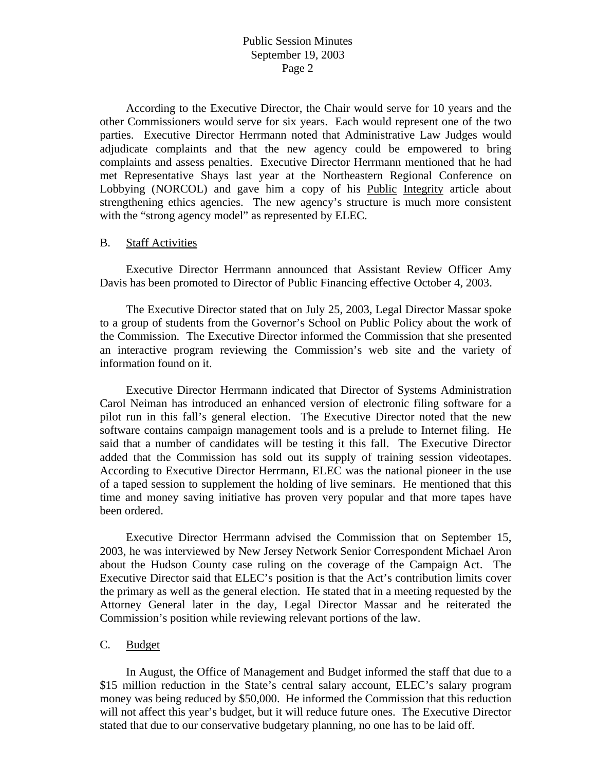According to the Executive Director, the Chair would serve for 10 years and the other Commissioners would serve for six years. Each would represent one of the two parties. Executive Director Herrmann noted that Administrative Law Judges would adjudicate complaints and that the new agency could be empowered to bring complaints and assess penalties. Executive Director Herrmann mentioned that he had met Representative Shays last year at the Northeastern Regional Conference on Lobbying (NORCOL) and gave him a copy of his Public Integrity article about strengthening ethics agencies. The new agency's structure is much more consistent with the "strong agency model" as represented by ELEC.

B. Staff Activities

Executive Director Herrmann announced that Assistant Review Officer Amy Davis has been promoted to Director of Public Financing effective October 4, 2003.

The Executive Director stated that on July 25, 2003, Legal Director Massar spoke to a group of students from the Governor's School on Public Policy about the work of the Commission. The Executive Director informed the Commission that she presented an interactive program reviewing the Commission's web site and the variety of information found on it.

Executive Director Herrmann indicated that Director of Systems Administration Carol Neiman has introduced an enhanced version of electronic filing software for a pilot run in this fall's general election. The Executive Director noted that the new software contains campaign management tools and is a prelude to Internet filing. He said that a number of candidates will be testing it this fall. The Executive Director added that the Commission has sold out its supply of training session videotapes. According to Executive Director Herrmann, ELEC was the national pioneer in the use of a taped session to supplement the holding of live seminars. He mentioned that this time and money saving initiative has proven very popular and that more tapes have been ordered.

Executive Director Herrmann advised the Commission that on September 15, 2003, he was interviewed by New Jersey Network Senior Correspondent Michael Aron about the Hudson County case ruling on the coverage of the Campaign Act. The Executive Director said that ELEC's position is that the Act's contribution limits cover the primary as well as the general election. He stated that in a meeting requested by the Attorney General later in the day, Legal Director Massar and he reiterated the Commission's position while reviewing relevant portions of the law.

C. Budget

In August, the Office of Management and Budget informed the staff that due to a $15 million reduction in the State's central salary account, ELEC's salary program money was being reduced by $50,000. He informed the Commission that this reduction will not affect this year's budget, but it will reduce future ones. The Executive Director stated that due to our conservative budgetary planning, no one has to be laid off.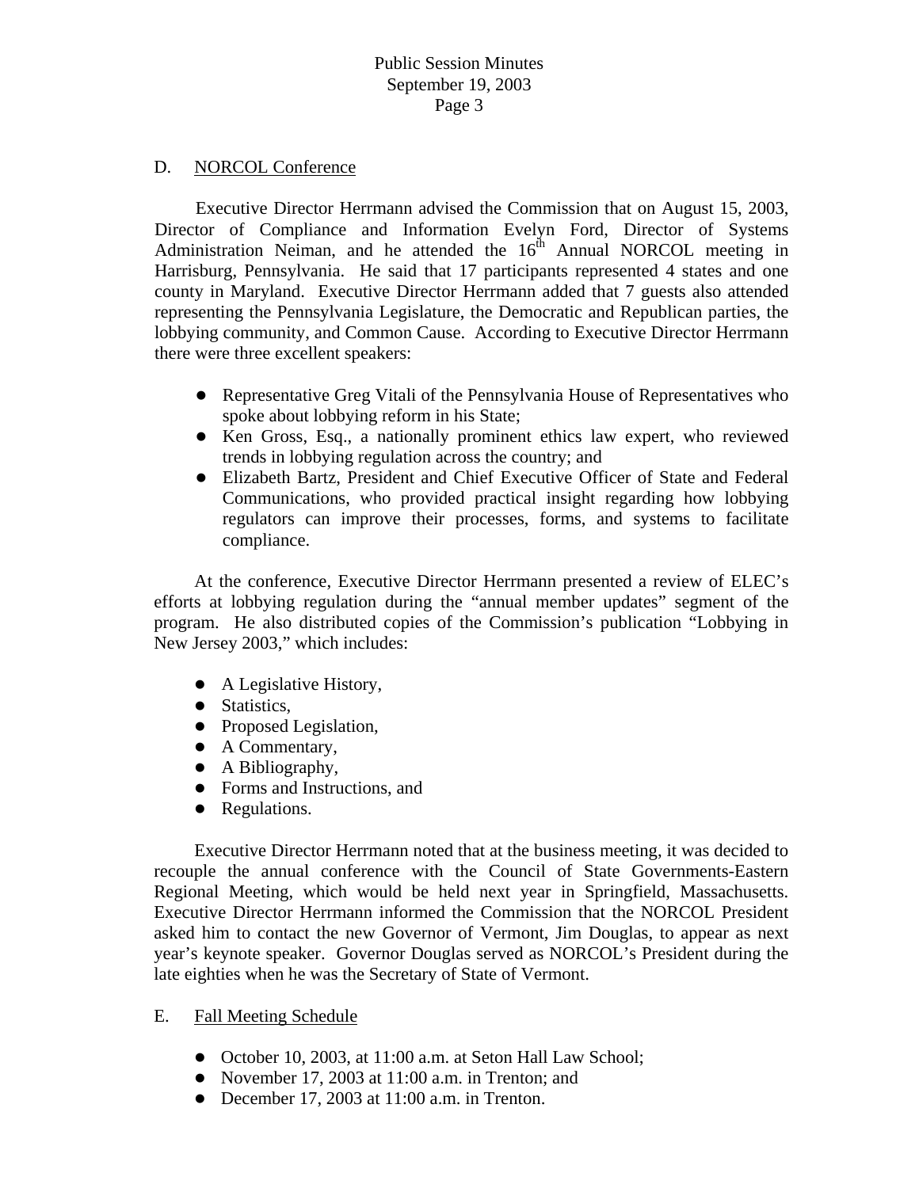## D. NORCOL Conference

Executive Director Herrmann advised the Commission that on August 15, 2003, Director of Compliance and Information Evelyn Ford, Director of Systems Administration Neiman, and he attended the 16th Annual NORCOL meeting in Harrisburg, Pennsylvania. He said that 17 participants represented 4 states and one county in Maryland. Executive Director Herrmann added that 7 guests also attended representing the Pennsylvania Legislature, the Democratic and Republican parties, the lobbying community, and Common Cause. According to Executive Director Herrmann there were three excellent speakers:

- Representative Greg Vitali of the Pennsylvania House of Representatives who spoke about lobbying reform in his State;
- Ken Gross, Esq., a nationally prominent ethics law expert, who reviewed trends in lobbying regulation across the country; and
- Elizabeth Bartz, President and Chief Executive Officer of State and Federal Communications, who provided practical insight regarding how lobbying regulators can improve their processes, forms, and systems to facilitate compliance.

At the conference, Executive Director Herrmann presented a review of ELEC's efforts at lobbying regulation during the "annual member updates" segment of the program. He also distributed copies of the Commission's publication "Lobbying in New Jersey 2003," which includes:

- A Legislative History,
- Statistics,
- Proposed Legislation,
- A Commentary,
- A Bibliography,
- Forms and Instructions, and
- Regulations.

Executive Director Herrmann noted that at the business meeting, it was decided to recouple the annual conference with the Council of State Governments-Eastern Regional Meeting, which would be held next year in Springfield, Massachusetts. Executive Director Herrmann informed the Commission that the NORCOL President asked him to contact the new Governor of Vermont, Jim Douglas, to appear as next year's keynote speaker. Governor Douglas served as NORCOL's President during the late eighties when he was the Secretary of State of Vermont.

## E. Fall Meeting Schedule

- October 10, 2003, at 11:00 a.m. at Seton Hall Law School;
- November 17, 2003 at 11:00 a.m. in Trenton; and
- December 17, 2003 at 11:00 a.m. in Trenton.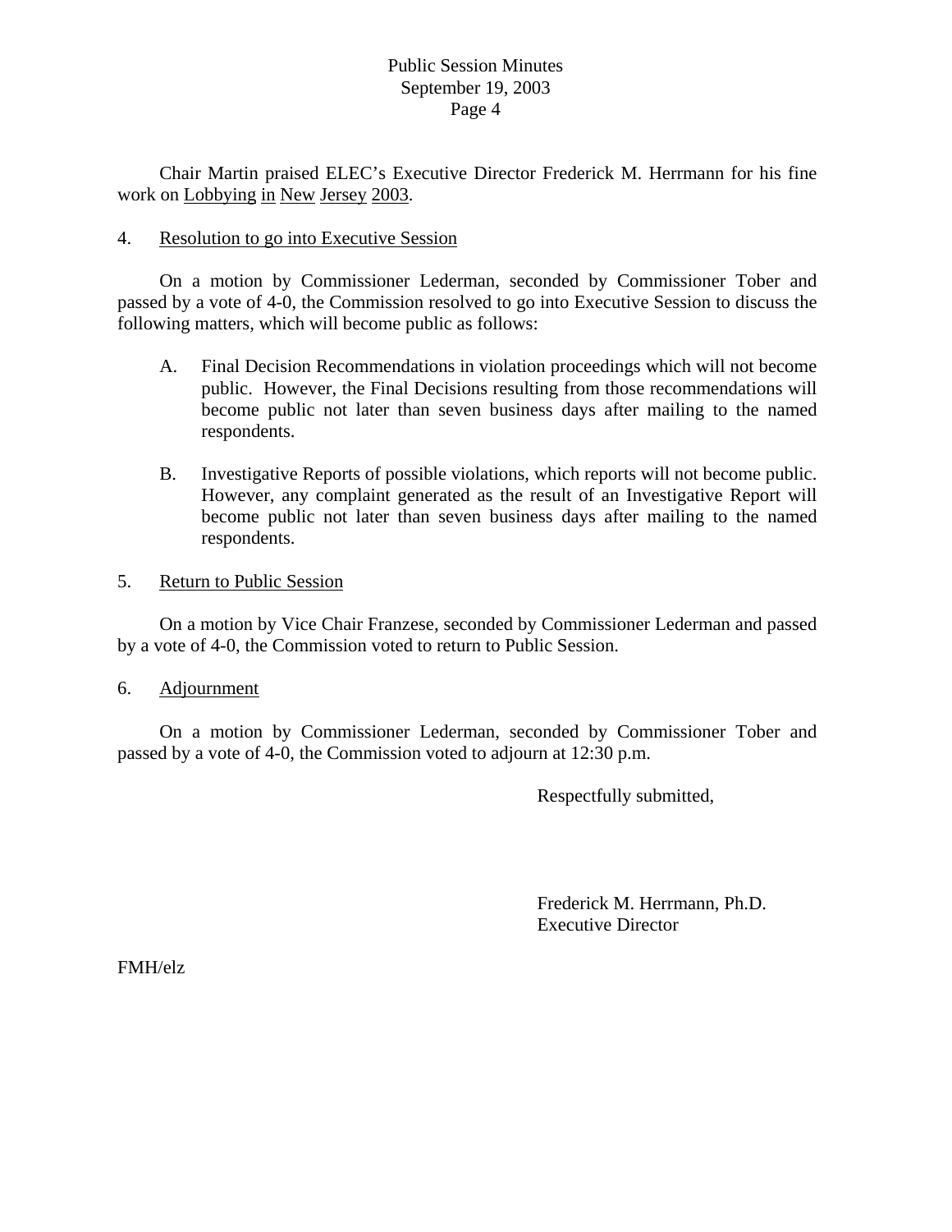Chair Martin praised ELEC's Executive Director Frederick M. Herrmann for his fine work on Lobbying in New Jersey 2003.

4. Resolution to go into Executive Session

On a motion by Commissioner Lederman, seconded by Commissioner Tober and passed by a vote of 4-0, the Commission resolved to go into Executive Session to discuss the following matters, which will become public as follows:

A. Final Decision Recommendations in violation proceedings which will not become public. However, the Final Decisions resulting from those recommendations will become public not later than seven business days after mailing to the named respondents.

B. Investigative Reports of possible violations, which reports will not become public. However, any complaint generated as the result of an Investigative Report will become public not later than seven business days after mailing to the named respondents.

5. Return to Public Session

On a motion by Vice Chair Franzese, seconded by Commissioner Lederman and passed by a vote of 4-0, the Commission voted to return to Public Session.

6. Adjournment

On a motion by Commissioner Lederman, seconded by Commissioner Tober and passed by a vote of 4-0, the Commission voted to adjourn at 12:30 p.m.

Respectfully submitted,

Frederick M. Herrmann, Ph.D.
Executive Director

FMH/elz